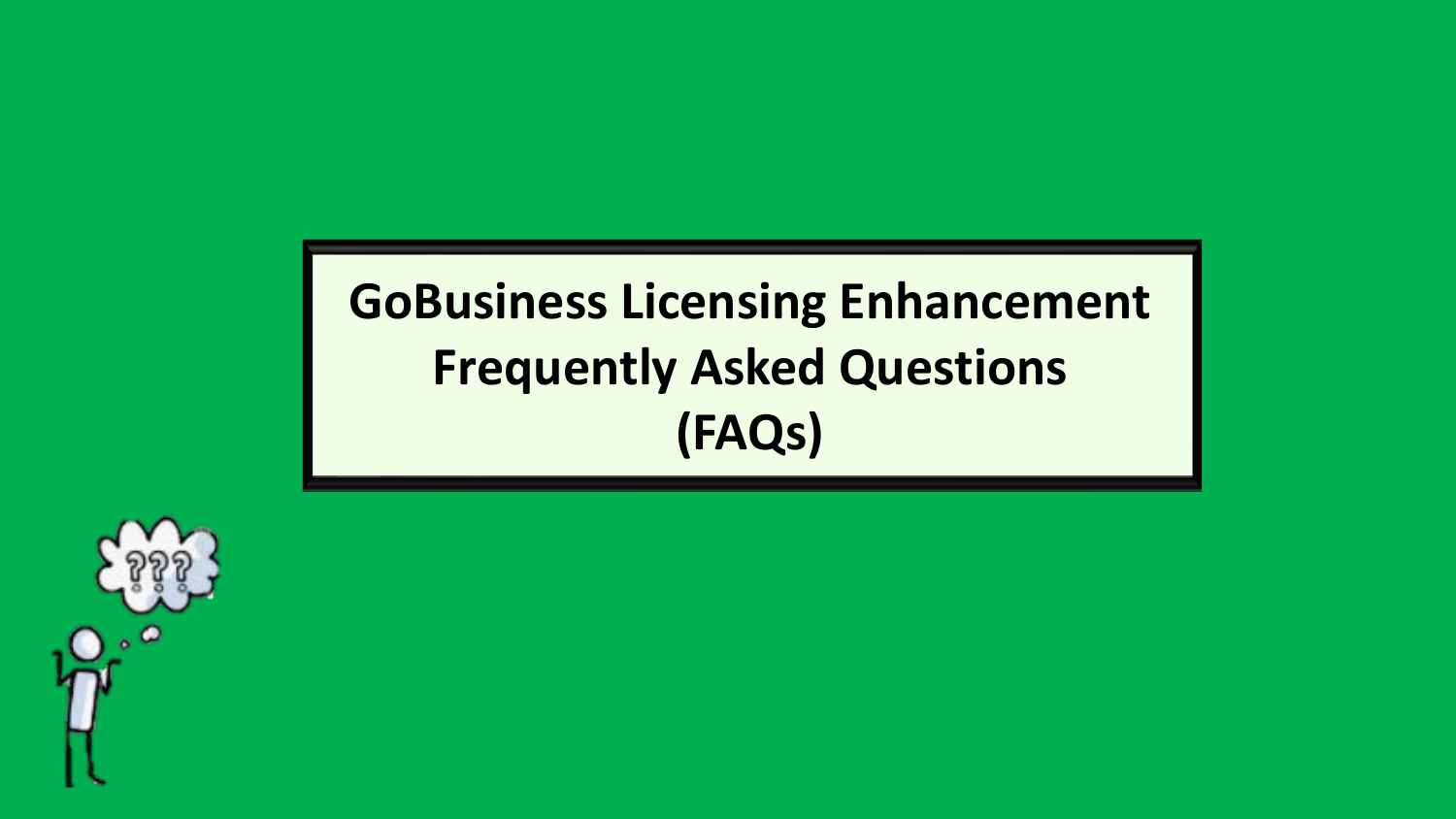# GoBusiness Licensing Enhancement Frequently Asked Questions (FAQs)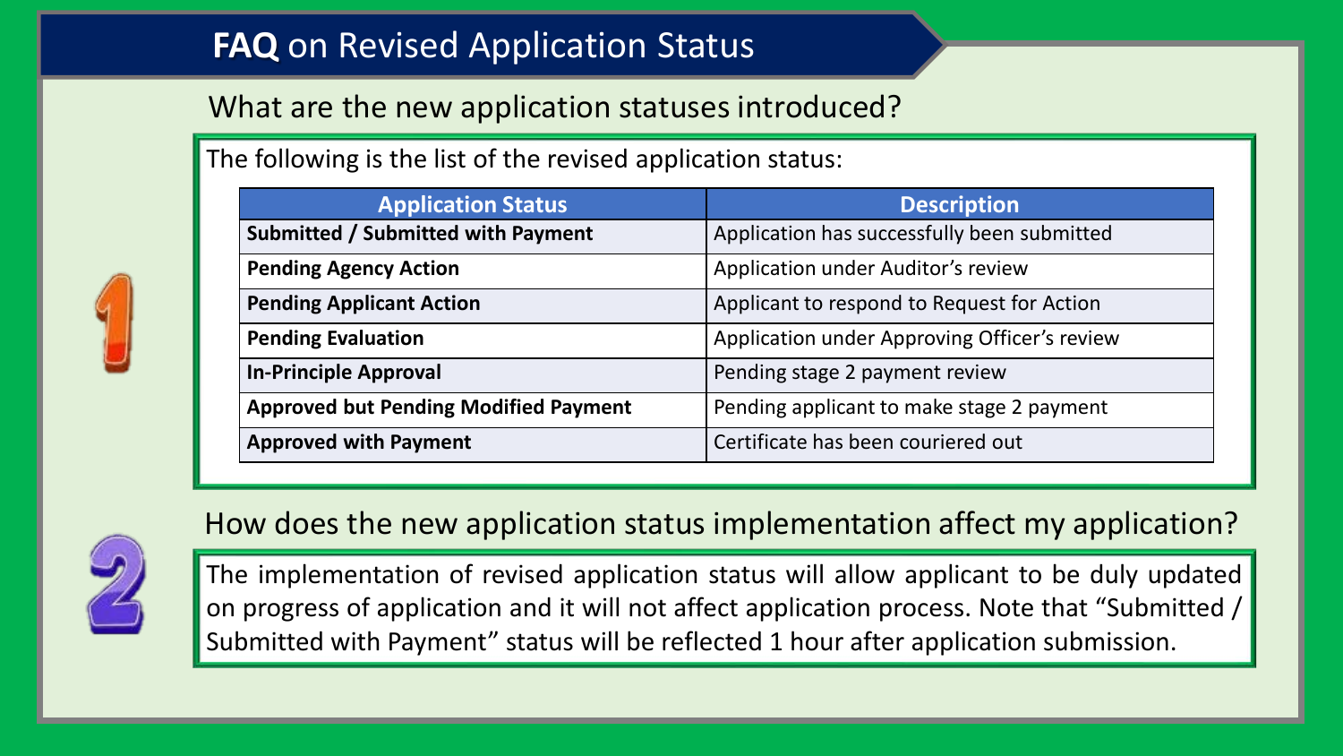# **FAQ** on Revised Application Status

## 1

### What are the new application statuses introduced?

The following is the list of the revised application status:

| Application Status | Description |
| --- | --- |
| **Submitted / Submitted with Payment** | Application has successfully been submitted |
| **Pending Agency Action** | Application under Auditor's review |
| **Pending Applicant Action** | Applicant to respond to Request for Action |
| **Pending Evaluation** | Application under Approving Officer's review |
| **In-Principle Approval** | Pending stage 2 payment review |
| **Approved but Pending Modified Payment** | Pending applicant to make stage 2 payment |
| **Approved with Payment** | Certificate has been couriered out |

## 2

### How does the new application status implementation affect my application?

The implementation of revised application status will allow applicant to be duly updated on progress of application and it will not affect application process. Note that "Submitted / Submitted with Payment" status will be reflected 1 hour after application submission.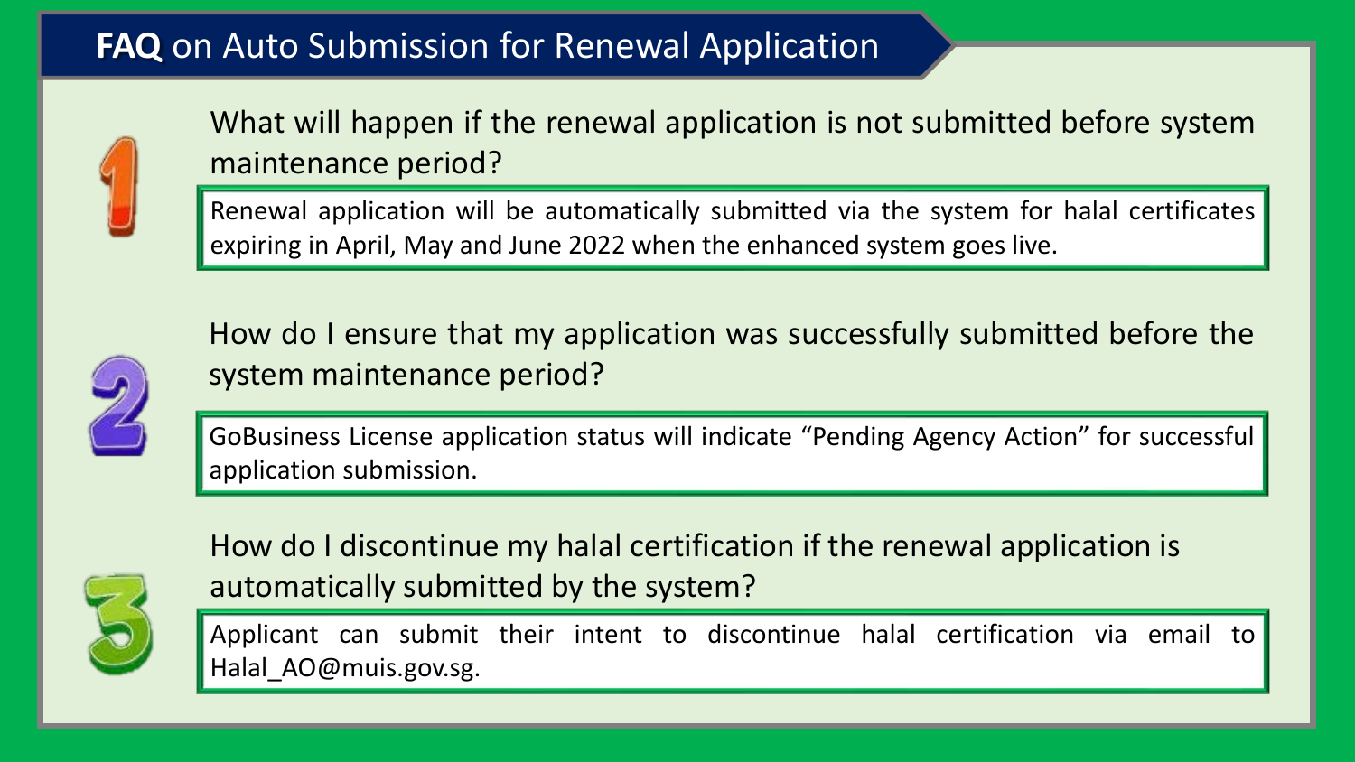# **FAQ** on Auto Submission for Renewal Application

1. What will happen if the renewal application is not submitted before system maintenance period?

   Renewal application will be automatically submitted via the system for halal certificates expiring in April, May and June 2022 when the enhanced system goes live.

2. How do I ensure that my application was successfully submitted before the system maintenance period?

   GoBusiness License application status will indicate "Pending Agency Action" for successful application submission.

3. How do I discontinue my halal certification if the renewal application is automatically submitted by the system?

   Applicant can submit their intent to discontinue halal certification via email to Halal_AO@muis.gov.sg.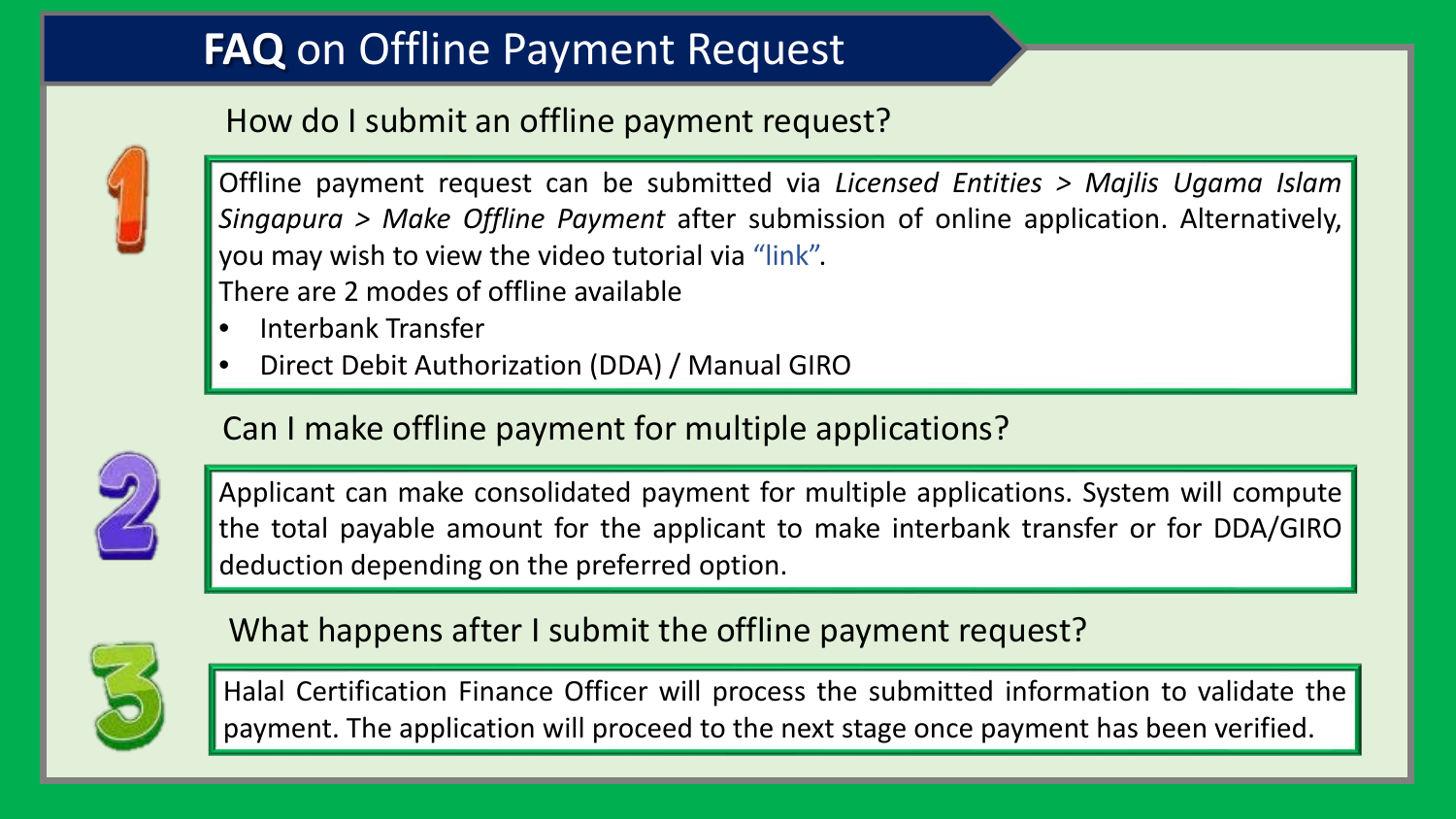# **FAQ** on Offline Payment Request

## 1. How do I submit an offline payment request?

Offline payment request can be submitted via *Licensed Entities > Majlis Ugama Islam Singapura > Make Offline Payment* after submission of online application. Alternatively, you may wish to view the video tutorial via "link".

There are 2 modes of offline available

- Interbank Transfer
- Direct Debit Authorization (DDA) / Manual GIRO

## 2. Can I make offline payment for multiple applications?

Applicant can make consolidated payment for multiple applications. System will compute the total payable amount for the applicant to make interbank transfer or for DDA/GIRO deduction depending on the preferred option.

## 3. What happens after I submit the offline payment request?

Halal Certification Finance Officer will process the submitted information to validate the payment. The application will proceed to the next stage once payment has been verified.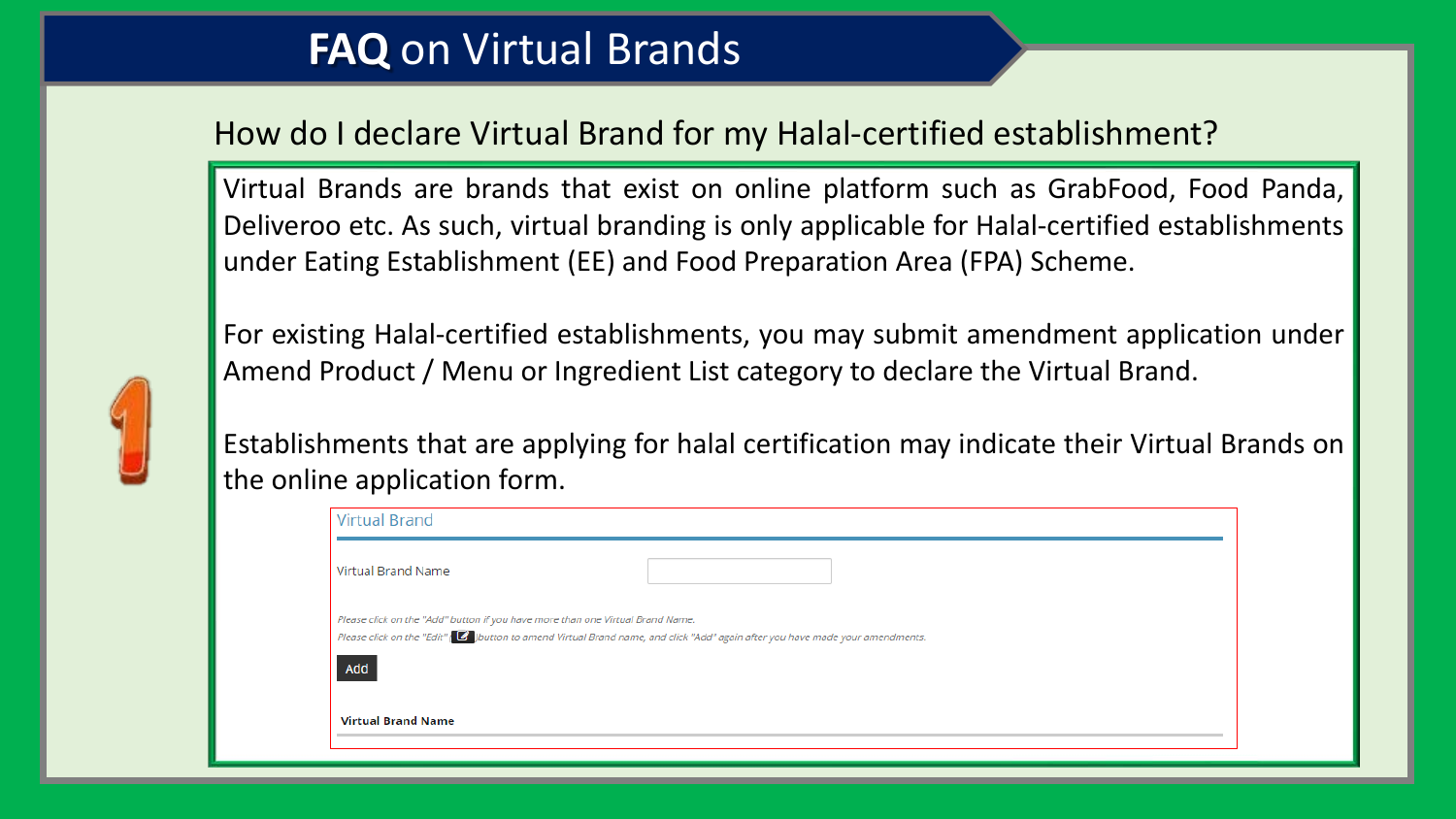# FAQ on Virtual Brands

## How do I declare Virtual Brand for my Halal-certified establishment?

1

Virtual Brands are brands that exist on online platform such as GrabFood, Food Panda, Deliveroo etc. As such, virtual branding is only applicable for Halal-certified establishments under Eating Establishment (EE) and Food Preparation Area (FPA) Scheme.

For existing Halal-certified establishments, you may submit amendment application under Amend Product / Menu or Ingredient List category to declare the Virtual Brand.

Establishments that are applying for halal certification may indicate their Virtual Brands on the online application form.

Virtual Brand

Virtual Brand Name

*Please click on the "Add" button if you have more than one Virtual Brand Name.*

*Please click on the "Edit" button to amend Virtual Brand name, and click "Add" again after you have made your amendments.*

Add

**Virtual Brand Name**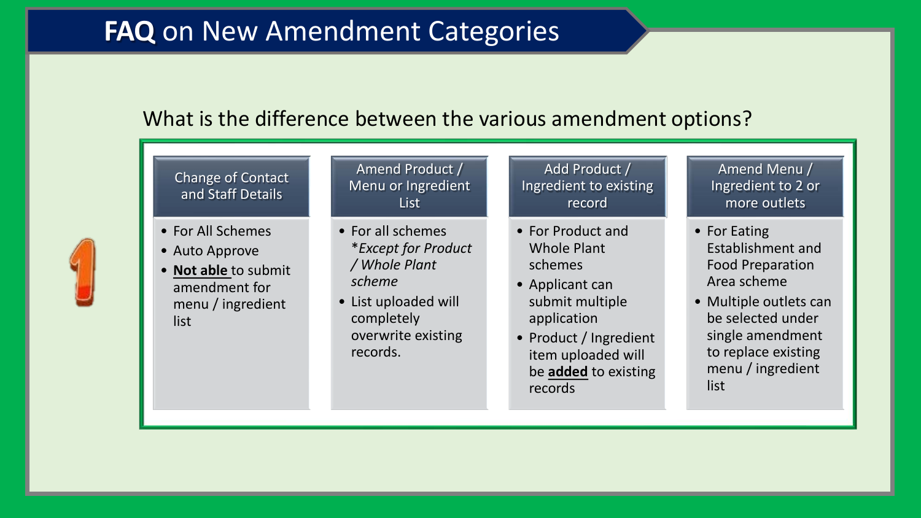# **FAQ** on New Amendment Categories

1

What is the difference between the various amendment options?

| Change of Contact and Staff Details | Amend Product / Menu or Ingredient List | Add Product / Ingredient to existing record | Amend Menu / Ingredient to 2 or more outlets |
|---|---|---|---|
| • For All Schemes<br>• Auto Approve<br>• **Not able** to submit amendment for menu / ingredient list | • For all schemes *\*Except for Product / Whole Plant scheme*<br>• List uploaded will completely overwrite existing records. | • For Product and Whole Plant schemes<br>• Applicant can submit multiple application<br>• Product / Ingredient item uploaded will be **added** to existing records | • For Eating Establishment and Food Preparation Area scheme<br>• Multiple outlets can be selected under single amendment to replace existing menu / ingredient list |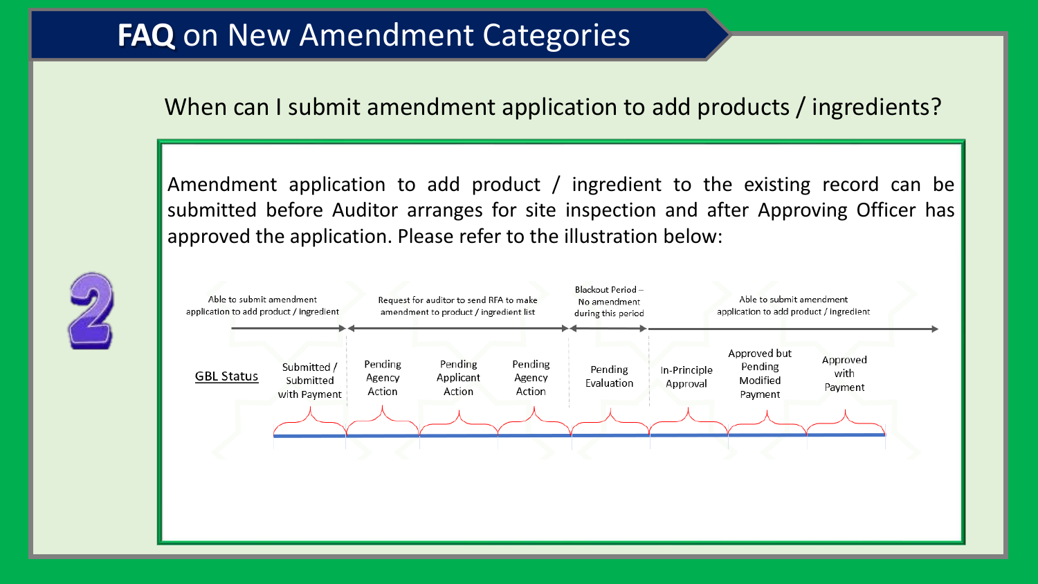# **FAQ** on New Amendment Categories

2

When can I submit amendment application to add products / ingredients?

Amendment application to add product / ingredient to the existing record can be submitted before Auditor arranges for site inspection and after Approving Officer has approved the application. Please refer to the illustration below:

Able to submit amendment application to add product / ingredient

Request for auditor to send RFA to make amendment to product / ingredient list

Blackout Period – No amendment during this period

Able to submit amendment application to add product / ingredient

GBL Status

Submitted / Submitted with Payment

Pending Agency Action

Pending Applicant Action

Pending Agency Action

Pending Evaluation

In-Principle Approval

Approved but Pending Modified Payment

Approved with Payment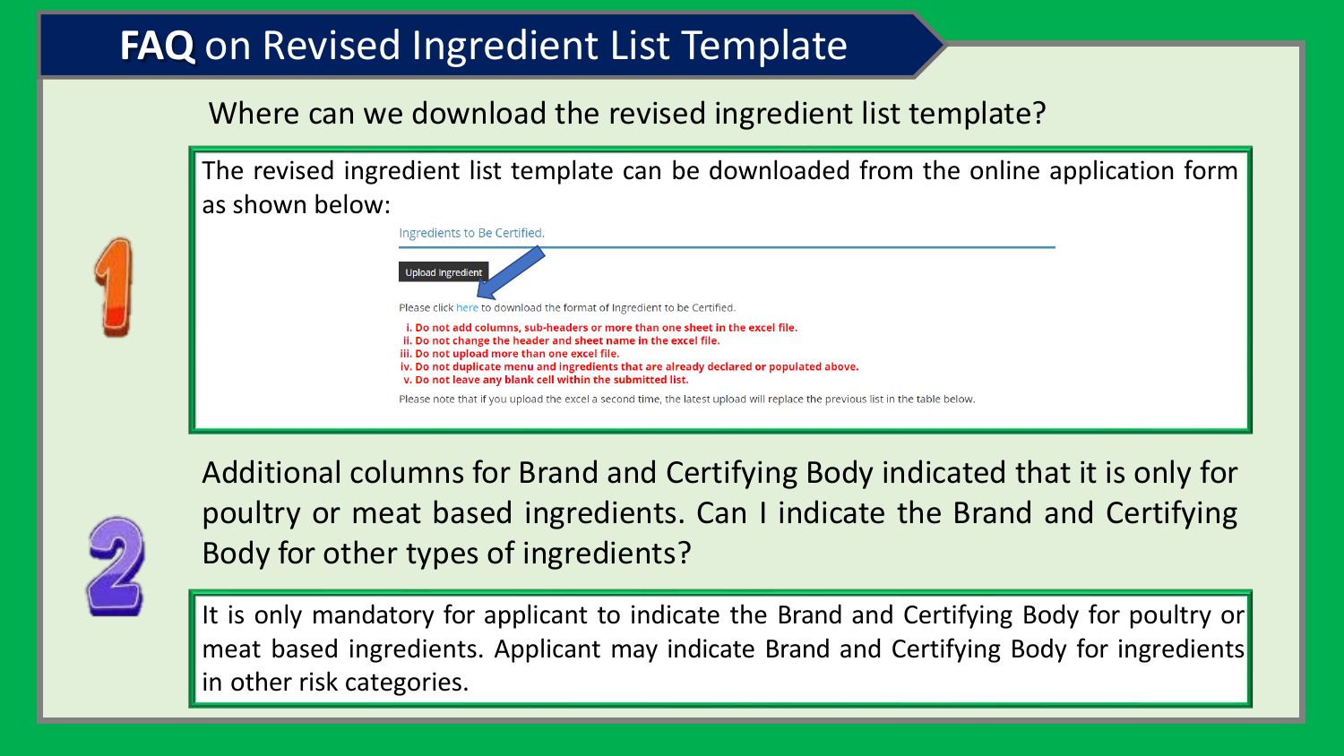# **FAQ** on Revised Ingredient List Template

**1**

Where can we download the revised ingredient list template?

The revised ingredient list template can be downloaded from the online application form as shown below:

Ingredients to Be Certified.

Upload Ingredient

Please click here to download the format of Ingredient to be Certified.

i. Do not add columns, sub-headers or more than one sheet in the excel file.
ii. Do not change the header and sheet name in the excel file.
iii. Do not upload more than one excel file.
iv. Do not duplicate menu and ingredients that are already declared or populated above.
v. Do not leave any blank cell within the submitted list.

Please note that if you upload the excel a second time, the latest upload will replace the previous list in the table below.

**2**

Additional columns for Brand and Certifying Body indicated that it is only for poultry or meat based ingredients. Can I indicate the Brand and Certifying Body for other types of ingredients?

It is only mandatory for applicant to indicate the Brand and Certifying Body for poultry or meat based ingredients. Applicant may indicate Brand and Certifying Body for ingredients in other risk categories.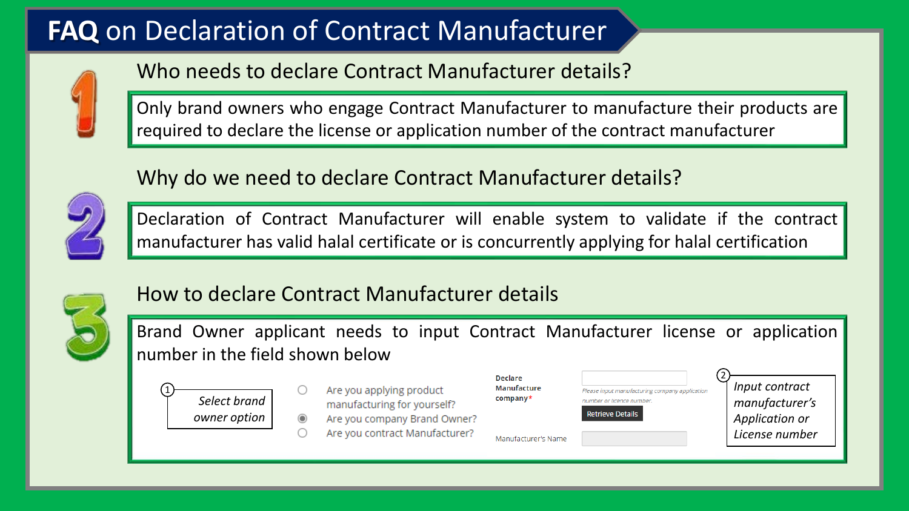# **FAQ** on Declaration of Contract Manufacturer

## 1. Who needs to declare Contract Manufacturer details?

Only brand owners who engage Contract Manufacturer to manufacture their products are required to declare the license or application number of the contract manufacturer

## 2. Why do we need to declare Contract Manufacturer details?

Declaration of Contract Manufacturer will enable system to validate if the contract manufacturer has valid halal certificate or is concurrently applying for halal certification

## 3. How to declare Contract Manufacturer details

Brand Owner applicant needs to input Contract Manufacturer license or application number in the field shown below

① *Select brand owner option*

- ○ Are you applying product manufacturing for yourself?
- ◉ Are you company Brand Owner?
- ○ Are you contract Manufacturer?

**Declare Manufacture company***

Please input manufacturing company application number or licence number.

Retrieve Details

Manufacturer's Name

② *Input contract manufacturer's Application or License number*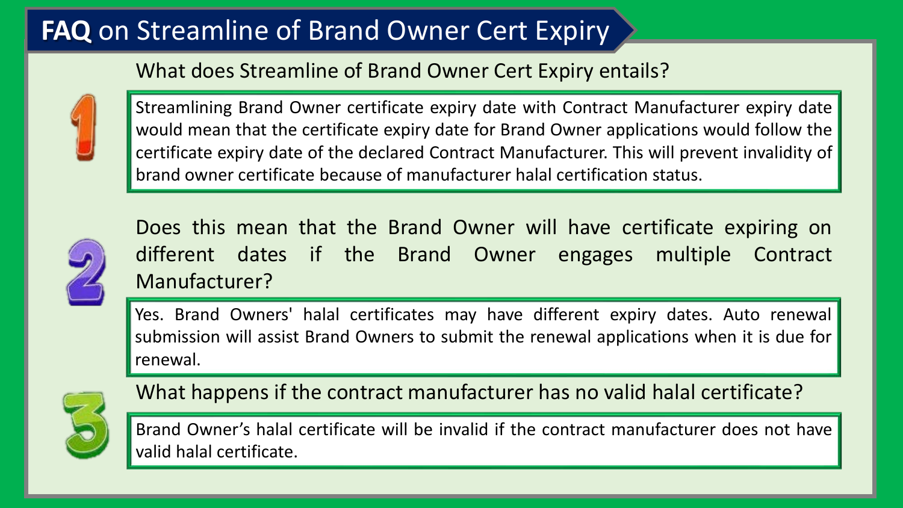# **FAQ** on Streamline of Brand Owner Cert Expiry

1. What does Streamline of Brand Owner Cert Expiry entails?

   Streamlining Brand Owner certificate expiry date with Contract Manufacturer expiry date would mean that the certificate expiry date for Brand Owner applications would follow the certificate expiry date of the declared Contract Manufacturer. This will prevent invalidity of brand owner certificate because of manufacturer halal certification status.

2. Does this mean that the Brand Owner will have certificate expiring on different dates if the Brand Owner engages multiple Contract Manufacturer?

   Yes. Brand Owners' halal certificates may have different expiry dates. Auto renewal submission will assist Brand Owners to submit the renewal applications when it is due for renewal.

3. What happens if the contract manufacturer has no valid halal certificate?

   Brand Owner’s halal certificate will be invalid if the contract manufacturer does not have valid halal certificate.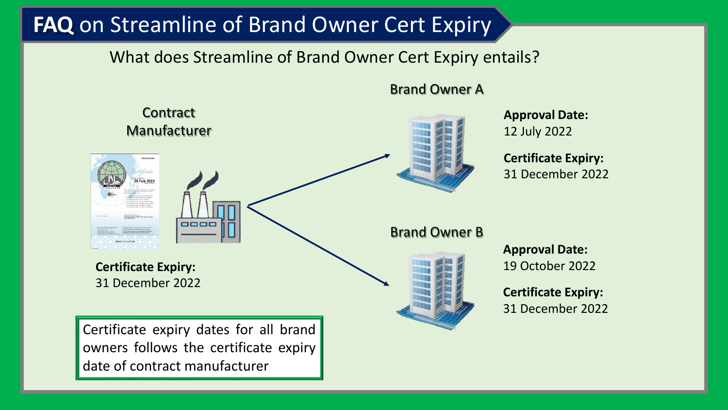# FAQ on Streamline of Brand Owner Cert Expiry

What does Streamline of Brand Owner Cert Expiry entails?

**Contract Manufacturer**

**Certificate Expiry:**
31 December 2022

**Brand Owner A**

**Approval Date:**
12 July 2022

**Certificate Expiry:**
31 December 2022

**Brand Owner B**

**Approval Date:**
19 October 2022

**Certificate Expiry:**
31 December 2022

Certificate expiry dates for all brand owners follows the certificate expiry date of contract manufacturer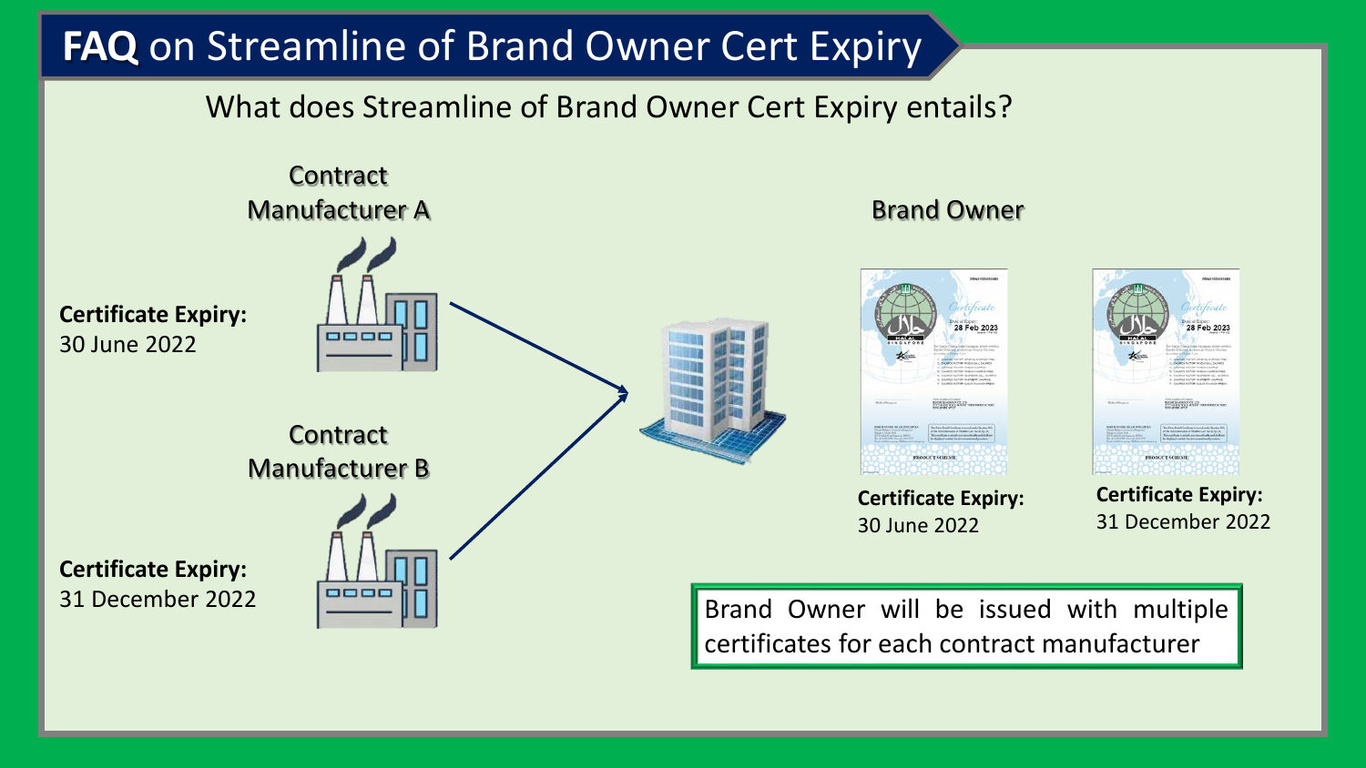# FAQ on Streamline of Brand Owner Cert Expiry

What does Streamline of Brand Owner Cert Expiry entails?

Contract Manufacturer A

**Certificate Expiry:**
30 June 2022

Contract Manufacturer B

**Certificate Expiry:**
31 December 2022

Brand Owner

**Certificate Expiry:**
30 June 2022

**Certificate Expiry:**
31 December 2022

Brand Owner will be issued with multiple certificates for each contract manufacturer